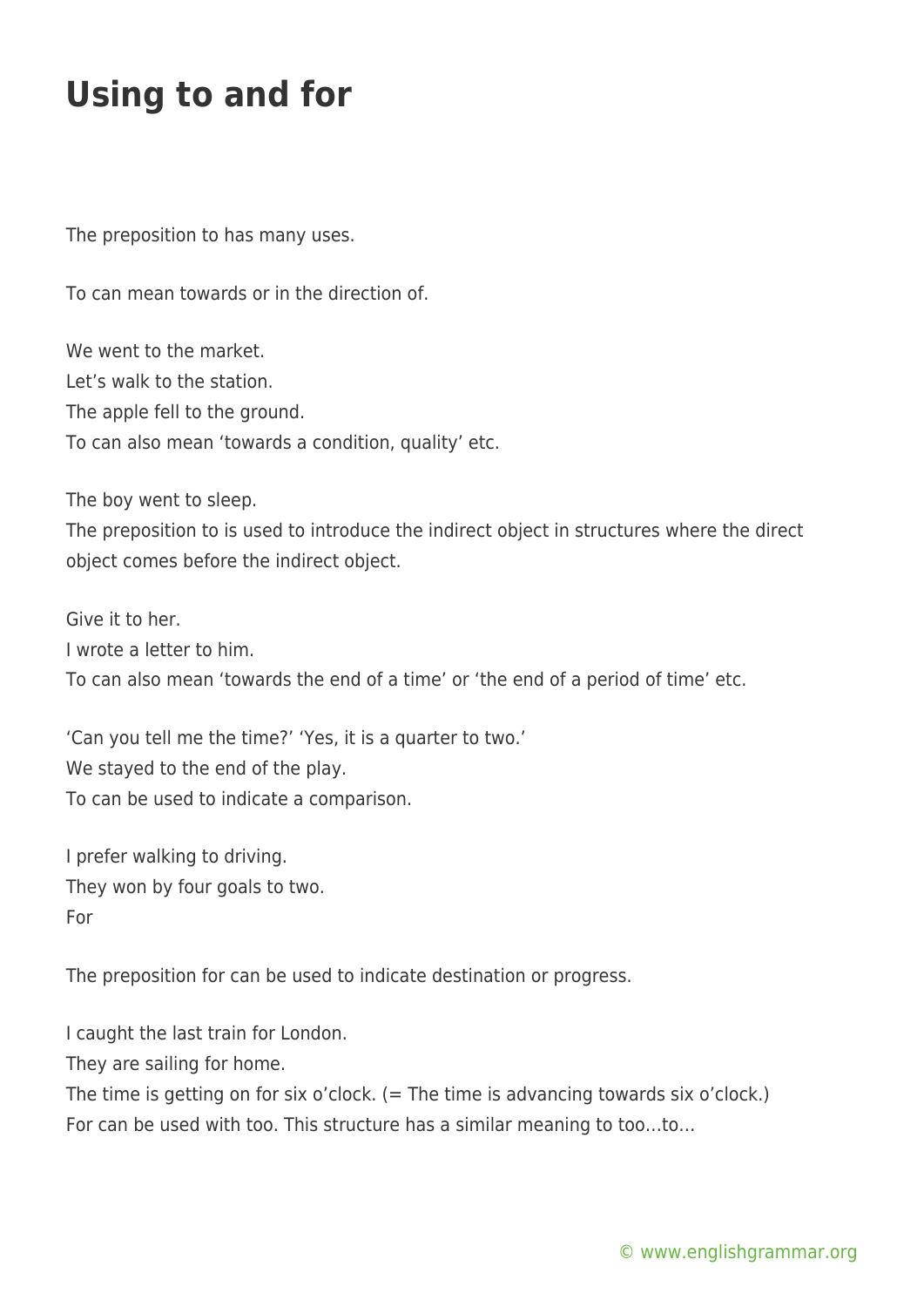# Using to and for

The preposition to has many uses.

To can mean towards or in the direction of.

We went to the market.
Let's walk to the station.
The apple fell to the ground.
To can also mean 'towards a condition, quality' etc.

The boy went to sleep.
The preposition to is used to introduce the indirect object in structures where the direct object comes before the indirect object.

Give it to her.
I wrote a letter to him.
To can also mean 'towards the end of a time' or 'the end of a period of time' etc.

'Can you tell me the time?' 'Yes, it is a quarter to two.'
We stayed to the end of the play.
To can be used to indicate a comparison.

I prefer walking to driving.
They won by four goals to two.
For

The preposition for can be used to indicate destination or progress.

I caught the last train for London.
They are sailing for home.
The time is getting on for six o'clock. (= The time is advancing towards six o'clock.)
For can be used with too. This structure has a similar meaning to too…to…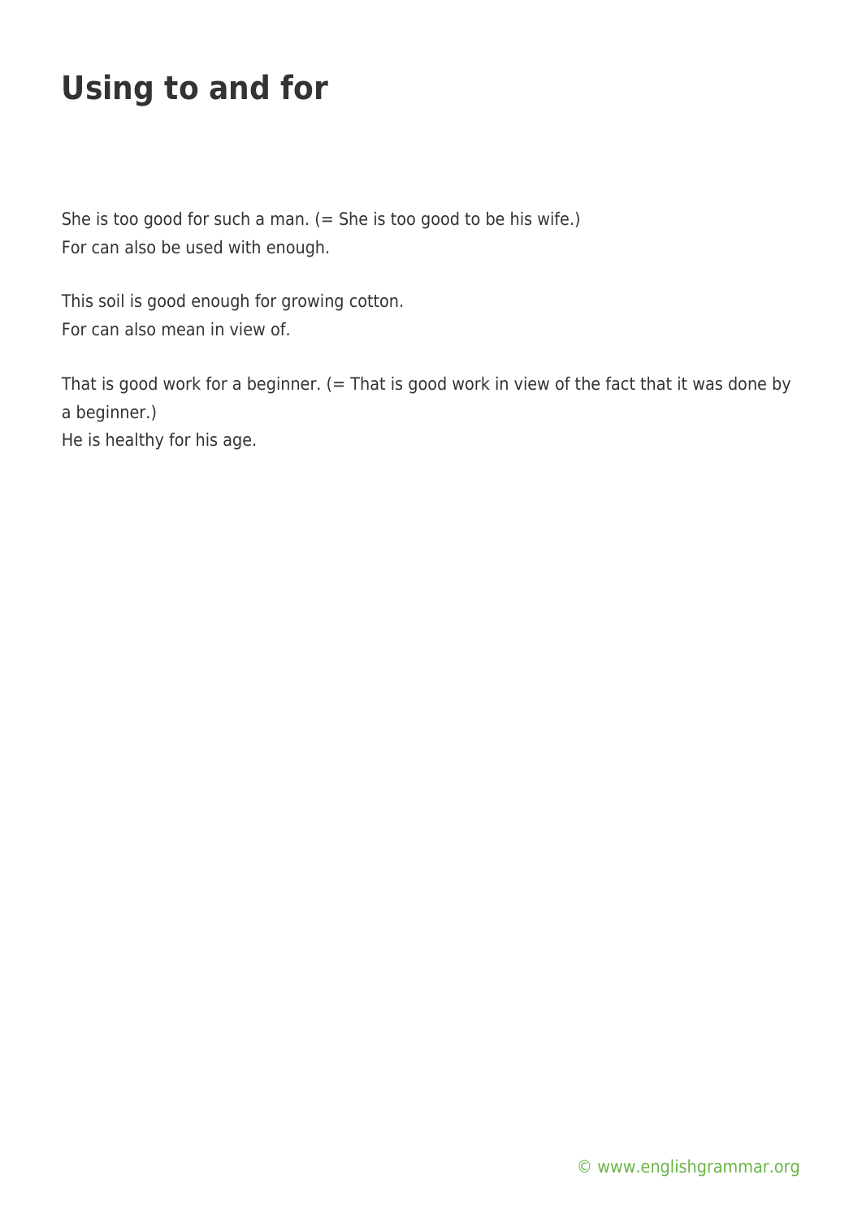# Using to and for

She is too good for such a man. (= She is too good to be his wife.)
For can also be used with enough.

This soil is good enough for growing cotton.
For can also mean in view of.

That is good work for a beginner. (= That is good work in view of the fact that it was done by a beginner.)
He is healthy for his age.